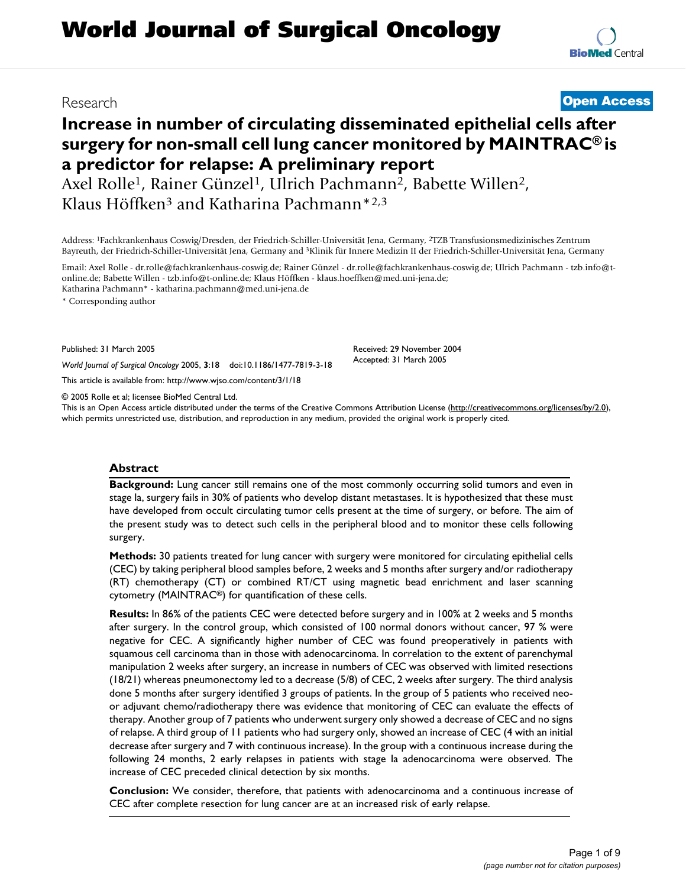# World Journal of Surgical Oncology

Research **Open Access**

## Increase in number of circulating disseminated epithelial cells after surgery for non-small cell lung cancer monitored by MAINTRAC® is a predictor for relapse: A preliminary report

Axel Rolle[1], Rainer Günzel[1], Ulrich Pachmann[2], Babette Willen[2], Klaus Höffken[3] and Katharina Pachmann*[2,3]

Address: [1]Fachkrankenhaus Coswig/Dresden, der Friedrich-Schiller-Universität Jena, Germany, [2]TZB Transfusionsmedizinisches Zentrum Bayreuth, der Friedrich-Schiller-Universität Jena, Germany and [3]Klinik für Innere Medizin II der Friedrich-Schiller-Universität Jena, Germany

Email: Axel Rolle - dr.rolle@fachkrankenhaus-coswig.de; Rainer Günzel - dr.rolle@fachkrankenhaus-coswig.de; Ulrich Pachmann - tzb.info@t-online.de; Babette Willen - tzb.info@t-online.de; Klaus Höffken - klaus.hoeffken@med.uni-jena.de; Katharina Pachmann* - katharina.pachmann@med.uni-jena.de

\* Corresponding author

Published: 31 March 2005

*World Journal of Surgical Oncology* 2005, **3**:18 doi:10.1186/1477-7819-3-18

Received: 29 November 2004
Accepted: 31 March 2005

This article is available from: http://www.wjso.com/content/3/1/18

© 2005 Rolle et al; licensee BioMed Central Ltd.

This is an Open Access article distributed under the terms of the Creative Commons Attribution License (http://creativecommons.org/licenses/by/2.0), which permits unrestricted use, distribution, and reproduction in any medium, provided the original work is properly cited.

### Abstract

**Background:** Lung cancer still remains one of the most commonly occurring solid tumors and even in stage Ia, surgery fails in 30% of patients who develop distant metastases. It is hypothesized that these must have developed from occult circulating tumor cells present at the time of surgery, or before. The aim of the present study was to detect such cells in the peripheral blood and to monitor these cells following surgery.

**Methods:** 30 patients treated for lung cancer with surgery were monitored for circulating epithelial cells (CEC) by taking peripheral blood samples before, 2 weeks and 5 months after surgery and/or radiotherapy (RT) chemotherapy (CT) or combined RT/CT using magnetic bead enrichment and laser scanning cytometry (MAINTRAC®) for quantification of these cells.

**Results:** In 86% of the patients CEC were detected before surgery and in 100% at 2 weeks and 5 months after surgery. In the control group, which consisted of 100 normal donors without cancer, 97 % were negative for CEC. A significantly higher number of CEC was found preoperatively in patients with squamous cell carcinoma than in those with adenocarcinoma. In correlation to the extent of parenchymal manipulation 2 weeks after surgery, an increase in numbers of CEC was observed with limited resections (18/21) whereas pneumonectomy led to a decrease (5/8) of CEC, 2 weeks after surgery. The third analysis done 5 months after surgery identified 3 groups of patients. In the group of 5 patients who received neo- or adjuvant chemo/radiotherapy there was evidence that monitoring of CEC can evaluate the effects of therapy. Another group of 7 patients who underwent surgery only showed a decrease of CEC and no signs of relapse. A third group of 11 patients who had surgery only, showed an increase of CEC (4 with an initial decrease after surgery and 7 with continuous increase). In the group with a continuous increase during the following 24 months, 2 early relapses in patients with stage Ia adenocarcinoma were observed. The increase of CEC preceded clinical detection by six months.

**Conclusion:** We consider, therefore, that patients with adenocarcinoma and a continuous increase of CEC after complete resection for lung cancer are at an increased risk of early relapse.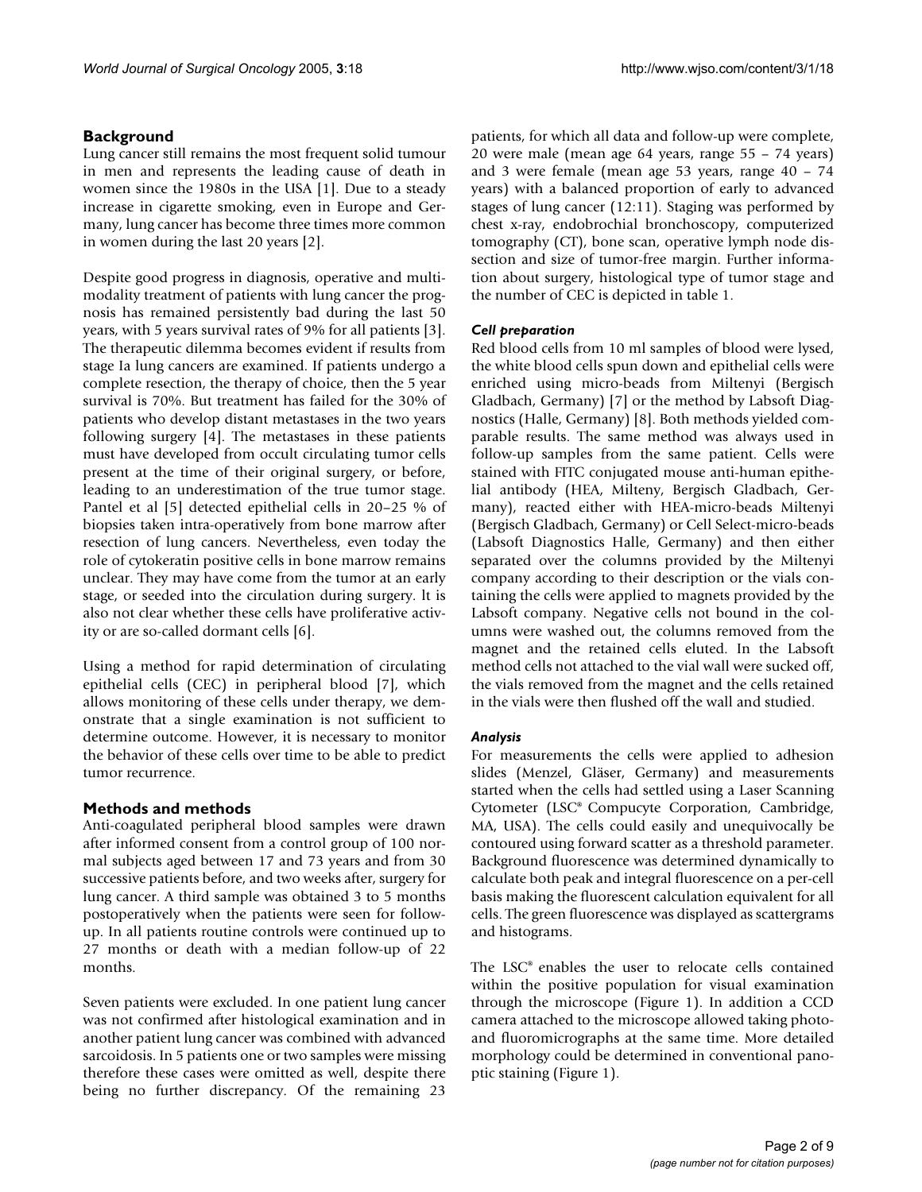## Background

Lung cancer still remains the most frequent solid tumour in men and represents the leading cause of death in women since the 1980s in the USA [1]. Due to a steady increase in cigarette smoking, even in Europe and Germany, lung cancer has become three times more common in women during the last 20 years [2].

Despite good progress in diagnosis, operative and multimodality treatment of patients with lung cancer the prognosis has remained persistently bad during the last 50 years, with 5 years survival rates of 9% for all patients [3]. The therapeutic dilemma becomes evident if results from stage Ia lung cancers are examined. If patients undergo a complete resection, the therapy of choice, then the 5 year survival is 70%. But treatment has failed for the 30% of patients who develop distant metastases in the two years following surgery [4]. The metastases in these patients must have developed from occult circulating tumor cells present at the time of their original surgery, or before, leading to an underestimation of the true tumor stage. Pantel et al [5] detected epithelial cells in 20–25 % of biopsies taken intra-operatively from bone marrow after resection of lung cancers. Nevertheless, even today the role of cytokeratin positive cells in bone marrow remains unclear. They may have come from the tumor at an early stage, or seeded into the circulation during surgery. It is also not clear whether these cells have proliferative activity or are so-called dormant cells [6].

Using a method for rapid determination of circulating epithelial cells (CEC) in peripheral blood [7], which allows monitoring of these cells under therapy, we demonstrate that a single examination is not sufficient to determine outcome. However, it is necessary to monitor the behavior of these cells over time to be able to predict tumor recurrence.

## Methods and methods

Anti-coagulated peripheral blood samples were drawn after informed consent from a control group of 100 normal subjects aged between 17 and 73 years and from 30 successive patients before, and two weeks after, surgery for lung cancer. A third sample was obtained 3 to 5 months postoperatively when the patients were seen for follow-up. In all patients routine controls were continued up to 27 months or death with a median follow-up of 22 months.

Seven patients were excluded. In one patient lung cancer was not confirmed after histological examination and in another patient lung cancer was combined with advanced sarcoidosis. In 5 patients one or two samples were missing therefore these cases were omitted as well, despite there being no further discrepancy. Of the remaining 23 patients, for which all data and follow-up were complete, 20 were male (mean age 64 years, range 55 – 74 years) and 3 were female (mean age 53 years, range 40 – 74 years) with a balanced proportion of early to advanced stages of lung cancer (12:11). Staging was performed by chest x-ray, endobrochial bronchoscopy, computerized tomography (CT), bone scan, operative lymph node dissection and size of tumor-free margin. Further information about surgery, histological type of tumor stage and the number of CEC is depicted in table 1.

### *Cell preparation*

Red blood cells from 10 ml samples of blood were lysed, the white blood cells spun down and epithelial cells were enriched using micro-beads from Miltenyi (Bergisch Gladbach, Germany) [7] or the method by Labsoft Diagnostics (Halle, Germany) [8]. Both methods yielded comparable results. The same method was always used in follow-up samples from the same patient. Cells were stained with FITC conjugated mouse anti-human epithelial antibody (HEA, Milteny, Bergisch Gladbach, Germany), reacted either with HEA-micro-beads Miltenyi (Bergisch Gladbach, Germany) or Cell Select-micro-beads (Labsoft Diagnostics Halle, Germany) and then either separated over the columns provided by the Miltenyi company according to their description or the vials containing the cells were applied to magnets provided by the Labsoft company. Negative cells not bound in the columns were washed out, the columns removed from the magnet and the retained cells eluted. In the Labsoft method cells not attached to the vial wall were sucked off, the vials removed from the magnet and the cells retained in the vials were then flushed off the wall and studied.

### *Analysis*

For measurements the cells were applied to adhesion slides (Menzel, Gläser, Germany) and measurements started when the cells had settled using a Laser Scanning Cytometer (LSC® Compucyte Corporation, Cambridge, MA, USA). The cells could easily and unequivocally be contoured using forward scatter as a threshold parameter. Background fluorescence was determined dynamically to calculate both peak and integral fluorescence on a per-cell basis making the fluorescent calculation equivalent for all cells. The green fluorescence was displayed as scattergrams and histograms.

The LSC® enables the user to relocate cells contained within the positive population for visual examination through the microscope (Figure 1). In addition a CCD camera attached to the microscope allowed taking photo- and fluoromicrographs at the same time. More detailed morphology could be determined in conventional panoptic staining (Figure 1).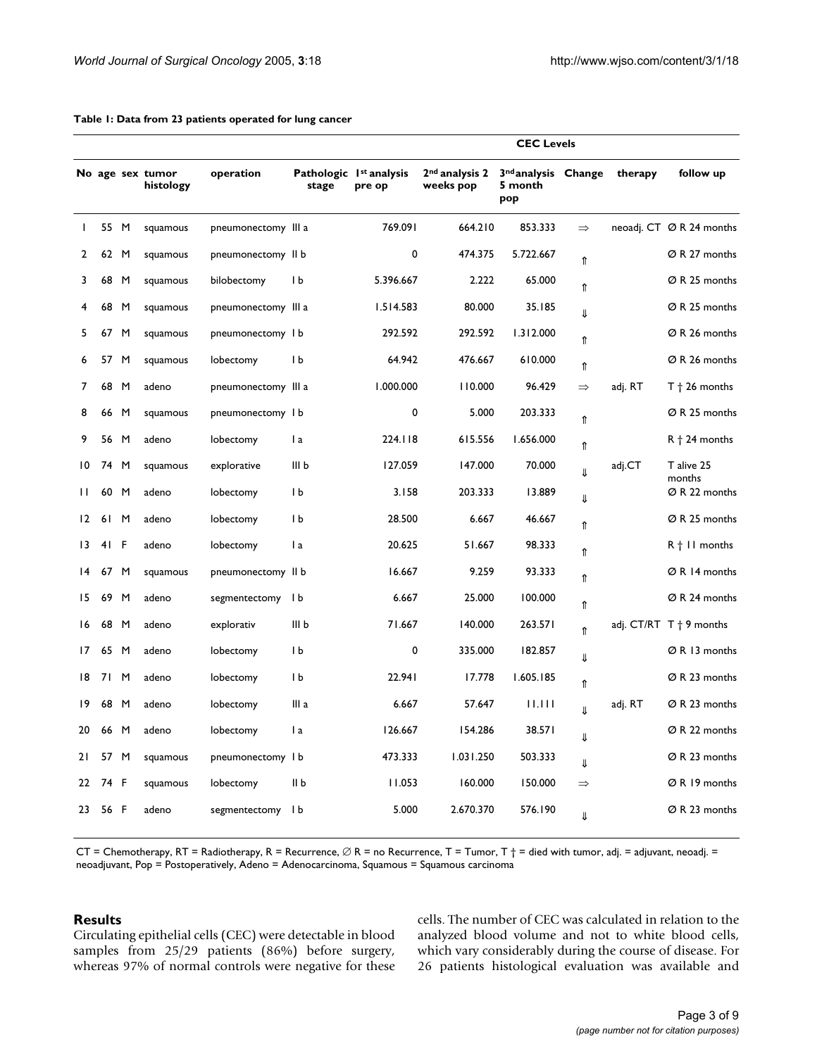**Table 1: Data from 23 patients operated for lung cancer**

| No | age | sex | tumor histology | operation | Pathologic stage | CEC Levels 1st analysis pre op | 2nd analysis 2 weeks pop | 3rd analysis 5 month pop | Change | therapy | follow up |
|---|---|---|---|---|---|---|---|---|---|---|---|
| 1 | 55 | M | squamous | pneumonectomy | III a | 769.091 | 664.210 | 853.333 | ⇒ | neoadj. CT | Ø R 24 months |
| 2 | 62 | M | squamous | pneumonectomy | II b | 0 | 474.375 | 5.722.667 | ⇑ | | Ø R 27 months |
| 3 | 68 | M | squamous | bilobectomy | I b | 5.396.667 | 2.222 | 65.000 | ⇑ | | Ø R 25 months |
| 4 | 68 | M | squamous | pneumonectomy | III a | 1.514.583 | 80.000 | 35.185 | ⇓ | | Ø R 25 months |
| 5 | 67 | M | squamous | pneumonectomy | I b | 292.592 | 292.592 | 1.312.000 | ⇑ | | Ø R 26 months |
| 6 | 57 | M | squamous | lobectomy | I b | 64.942 | 476.667 | 610.000 | ⇑ | | Ø R 26 months |
| 7 | 68 | M | adeno | pneumonectomy | III a | 1.000.000 | 110.000 | 96.429 | ⇒ | adj. RT | T † 26 months |
| 8 | 66 | M | squamous | pneumonectomy | I b | 0 | 5.000 | 203.333 | ⇑ | | Ø R 25 months |
| 9 | 56 | M | adeno | lobectomy | I a | 224.118 | 615.556 | 1.656.000 | ⇑ | | R † 24 months |
| 10 | 74 | M | squamous | explorative | III b | 127.059 | 147.000 | 70.000 | ⇓ | adj.CT | T alive 25 months |
| 11 | 60 | M | adeno | lobectomy | I b | 3.158 | 203.333 | 13.889 | ⇓ | | Ø R 22 months |
| 12 | 61 | M | adeno | lobectomy | I b | 28.500 | 6.667 | 46.667 | ⇑ | | Ø R 25 months |
| 13 | 41 | F | adeno | lobectomy | I a | 20.625 | 51.667 | 98.333 | ⇑ | | R † 11 months |
| 14 | 67 | M | squamous | pneumonectomy | II b | 16.667 | 9.259 | 93.333 | ⇑ | | Ø R 14 months |
| 15 | 69 | M | adeno | segmentectomy | I b | 6.667 | 25.000 | 100.000 | ⇑ | | Ø R 24 months |
| 16 | 68 | M | adeno | explorativ | III b | 71.667 | 140.000 | 263.571 | ⇑ | adj. CT/RT | T † 9 months |
| 17 | 65 | M | adeno | lobectomy | I b | 0 | 335.000 | 182.857 | ⇓ | | Ø R 13 months |
| 18 | 71 | M | adeno | lobectomy | I b | 22.941 | 17.778 | 1.605.185 | ⇑ | | Ø R 23 months |
| 19 | 68 | M | adeno | lobectomy | III a | 6.667 | 57.647 | 11.111 | ⇓ | adj. RT | Ø R 23 months |
| 20 | 66 | M | adeno | lobectomy | I a | 126.667 | 154.286 | 38.571 | ⇓ | | Ø R 22 months |
| 21 | 57 | M | squamous | pneumonectomy | I b | 473.333 | 1.031.250 | 503.333 | ⇓ | | Ø R 23 months |
| 22 | 74 | F | squamous | lobectomy | II b | 11.053 | 160.000 | 150.000 | ⇒ | | Ø R 19 months |
| 23 | 56 | F | adeno | segmentectomy | I b | 5.000 | 2.670.370 | 576.190 | ⇓ | | Ø R 23 months |

CT = Chemotherapy, RT = Radiotherapy, R = Recurrence, ∅ R = no Recurrence, T = Tumor, T † = died with tumor, adj. = adjuvant, neoadj. = neoadjuvant, Pop = Postoperatively, Adeno = Adenocarcinoma, Squamous = Squamous carcinoma

## Results

Circulating epithelial cells (CEC) were detectable in blood samples from 25/29 patients (86%) before surgery, whereas 97% of normal controls were negative for these cells. The number of CEC was calculated in relation to the analyzed blood volume and not to white blood cells, which vary considerably during the course of disease. For 26 patients histological evaluation was available and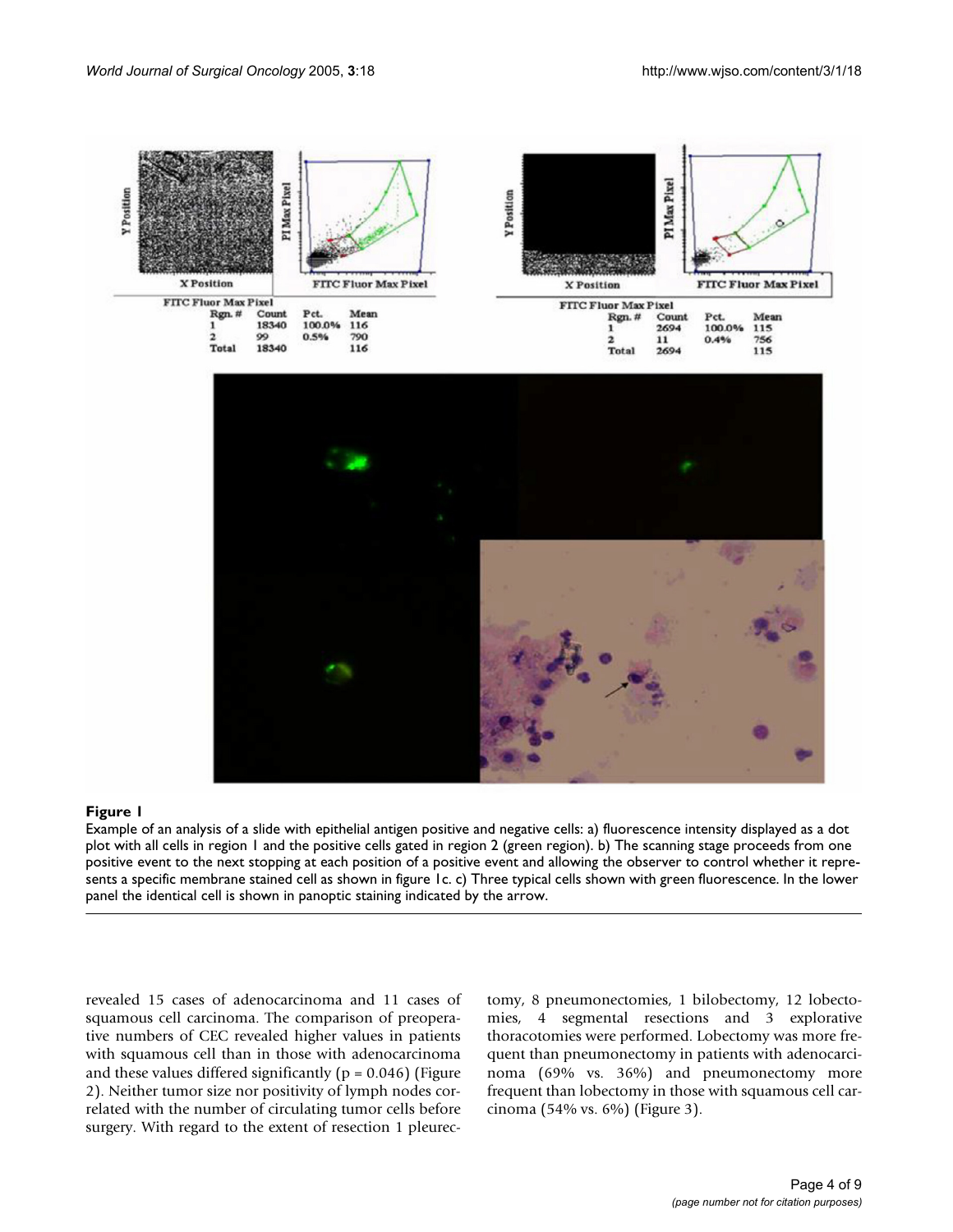**Figure 1**

Example of an analysis of a slide with epithelial antigen positive and negative cells: a) fluorescence intensity displayed as a dot plot with all cells in region 1 and the positive cells gated in region 2 (green region). b) The scanning stage proceeds from one positive event to the next stopping at each position of a positive event and allowing the observer to control whether it represents a specific membrane stained cell as shown in figure 1c. c) Three typical cells shown with green fluorescence. In the lower panel the identical cell is shown in panoptic staining indicated by the arrow.

revealed 15 cases of adenocarcinoma and 11 cases of squamous cell carcinoma. The comparison of preoperative numbers of CEC revealed higher values in patients with squamous cell than in those with adenocarcinoma and these values differed significantly ($p = 0.046$) (Figure 2). Neither tumor size nor positivity of lymph nodes correlated with the number of circulating tumor cells before surgery. With regard to the extent of resection 1 pleurectomy, 8 pneumonectomies, 1 bilobectomy, 12 lobectomies, 4 segmental resections and 3 explorative thoracotomies were performed. Lobectomy was more frequent than pneumonectomy in patients with adenocarcinoma (69% vs. 36%) and pneumonectomy more frequent than lobectomy in those with squamous cell carcinoma (54% vs. 6%) (Figure 3).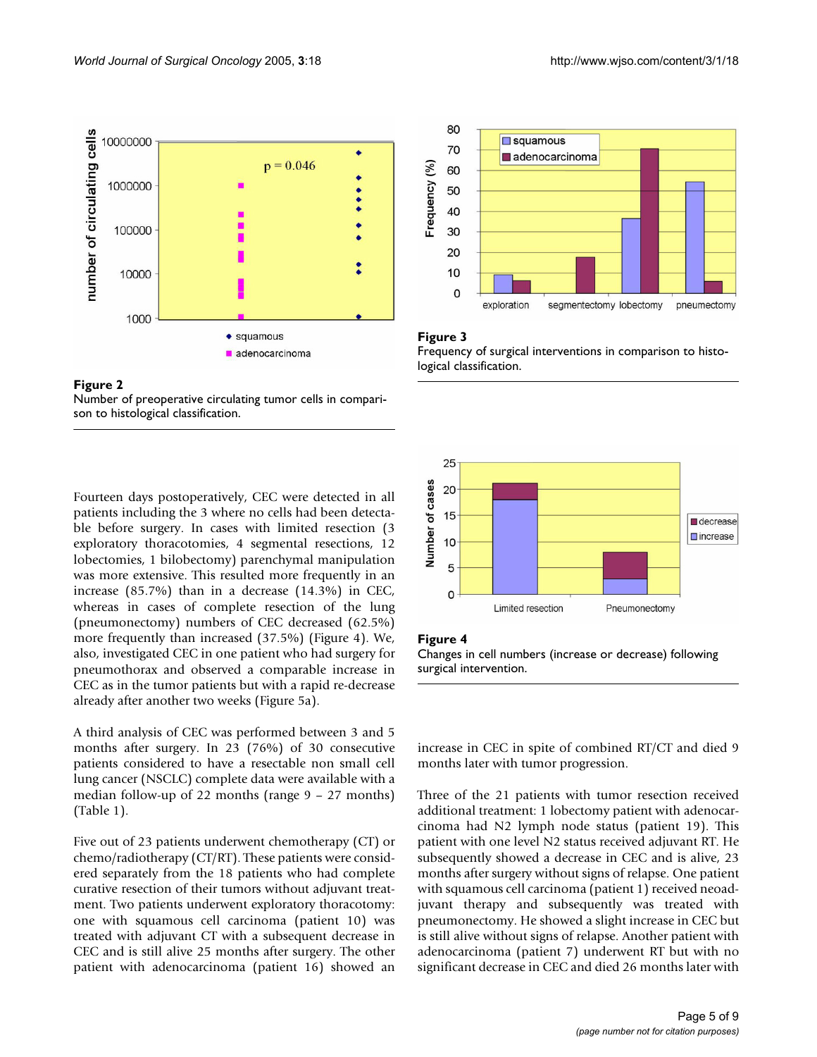**Figure 2**
Number of preoperative circulating tumor cells in comparison to histological classification.

**Figure 3**
Frequency of surgical interventions in comparison to histological classification.

**Figure 4**
Changes in cell numbers (increase or decrease) following surgical intervention.

Fourteen days postoperatively, CEC were detected in all patients including the 3 where no cells had been detectable before surgery. In cases with limited resection (3 exploratory thoracotomies, 4 segmental resections, 12 lobectomies, 1 bilobectomy) parenchymal manipulation was more extensive. This resulted more frequently in an increase (85.7%) than in a decrease (14.3%) in CEC, whereas in cases of complete resection of the lung (pneumonectomy) numbers of CEC decreased (62.5%) more frequently than increased (37.5%) (Figure 4). We, also, investigated CEC in one patient who had surgery for pneumothorax and observed a comparable increase in CEC as in the tumor patients but with a rapid re-decrease already after another two weeks (Figure 5a).

A third analysis of CEC was performed between 3 and 5 months after surgery. In 23 (76%) of 30 consecutive patients considered to have a resectable non small cell lung cancer (NSCLC) complete data were available with a median follow-up of 22 months (range 9 – 27 months) (Table 1).

Five out of 23 patients underwent chemotherapy (CT) or chemo/radiotherapy (CT/RT). These patients were considered separately from the 18 patients who had complete curative resection of their tumors without adjuvant treatment. Two patients underwent exploratory thoracotomy: one with squamous cell carcinoma (patient 10) was treated with adjuvant CT with a subsequent decrease in CEC and is still alive 25 months after surgery. The other patient with adenocarcinoma (patient 16) showed an increase in CEC in spite of combined RT/CT and died 9 months later with tumor progression.

Three of the 21 patients with tumor resection received additional treatment: 1 lobectomy patient with adenocarcinoma had N2 lymph node status (patient 19). This patient with one level N2 status received adjuvant RT. He subsequently showed a decrease in CEC and is alive, 23 months after surgery without signs of relapse. One patient with squamous cell carcinoma (patient 1) received neoadjuvant therapy and subsequently was treated with pneumonectomy. He showed a slight increase in CEC but is still alive without signs of relapse. Another patient with adenocarcinoma (patient 7) underwent RT but with no significant decrease in CEC and died 26 months later with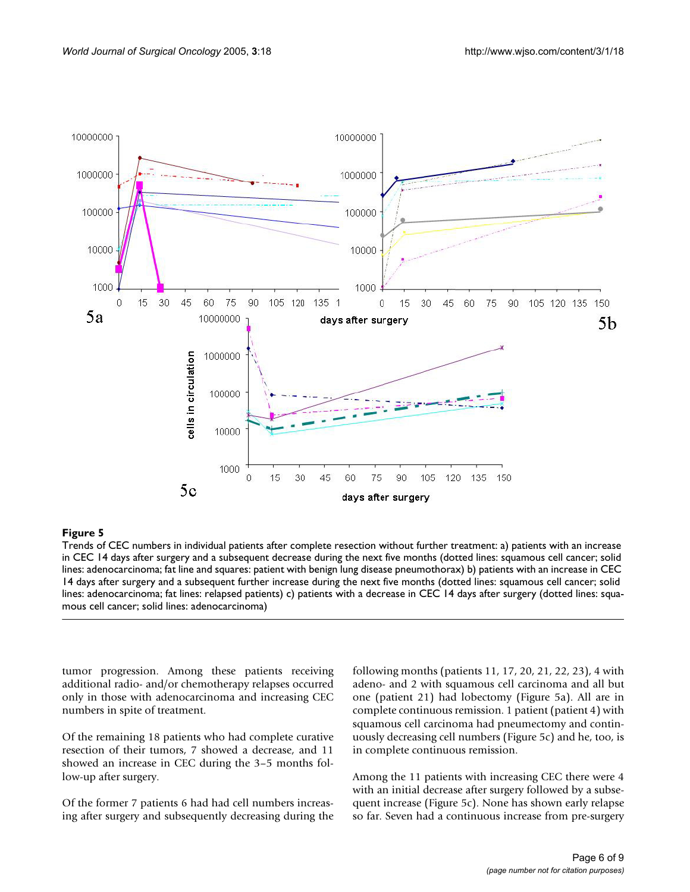**Figure 5**

Trends of CEC numbers in individual patients after complete resection without further treatment: a) patients with an increase in CEC 14 days after surgery and a subsequent decrease during the next five months (dotted lines: squamous cell cancer; solid lines: adenocarcinoma; fat line and squares: patient with benign lung disease pneumothorax) b) patients with an increase in CEC 14 days after surgery and a subsequent further increase during the next five months (dotted lines: squamous cell cancer; solid lines: adenocarcinoma; fat lines: relapsed patients) c) patients with a decrease in CEC 14 days after surgery (dotted lines: squamous cell cancer; solid lines: adenocarcinoma)

tumor progression. Among these patients receiving additional radio- and/or chemotherapy relapses occurred only in those with adenocarcinoma and increasing CEC numbers in spite of treatment.

Of the remaining 18 patients who had complete curative resection of their tumors, 7 showed a decrease, and 11 showed an increase in CEC during the 3–5 months follow-up after surgery.

Of the former 7 patients 6 had had cell numbers increasing after surgery and subsequently decreasing during the following months (patients 11, 17, 20, 21, 22, 23), 4 with adeno- and 2 with squamous cell carcinoma and all but one (patient 21) had lobectomy (Figure 5a). All are in complete continuous remission. 1 patient (patient 4) with squamous cell carcinoma had pneumectomy and continuously decreasing cell numbers (Figure 5c) and he, too, is in complete continuous remission.

Among the 11 patients with increasing CEC there were 4 with an initial decrease after surgery followed by a subsequent increase (Figure 5c). None has shown early relapse so far. Seven had a continuous increase from pre-surgery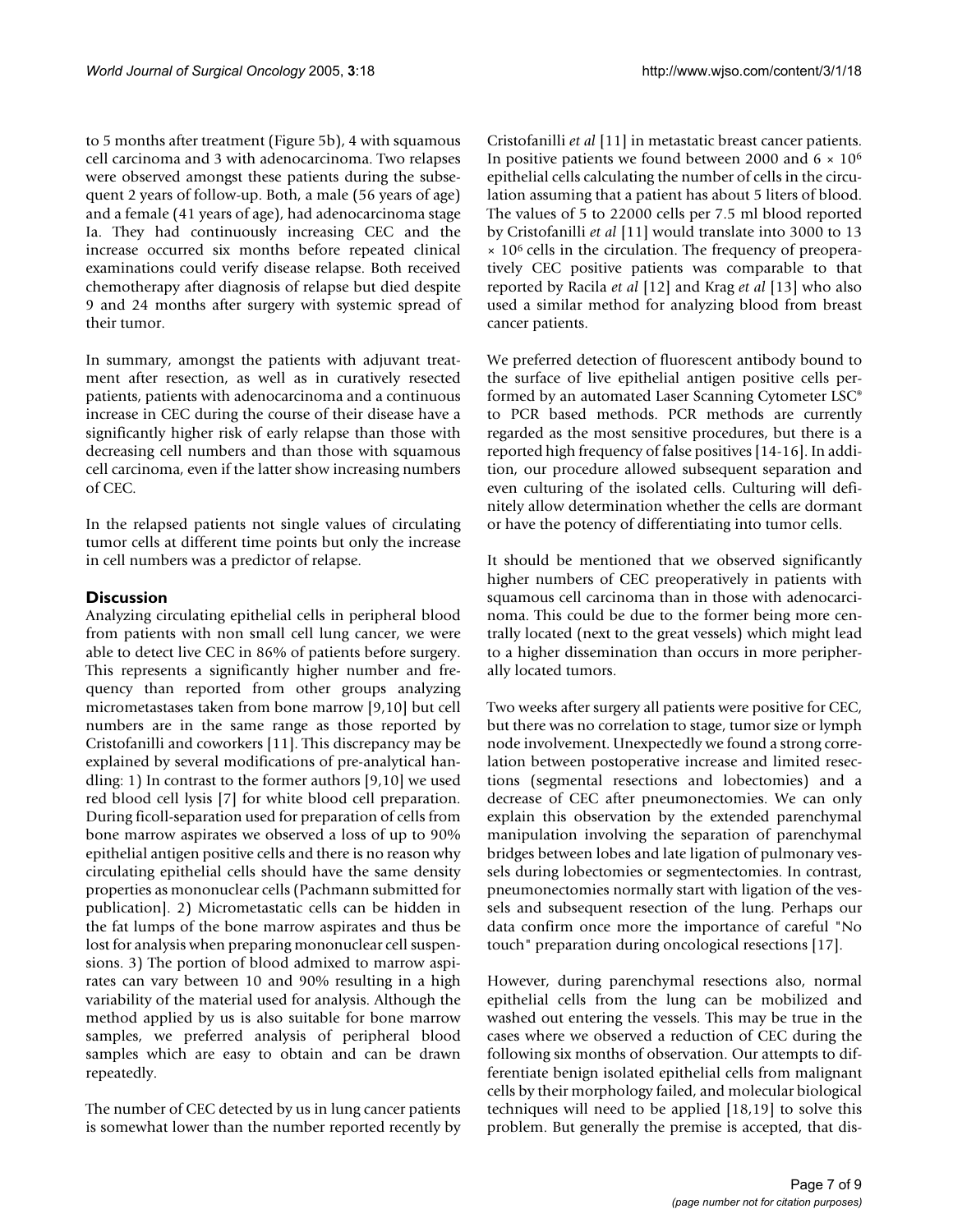to 5 months after treatment (Figure 5b), 4 with squamous cell carcinoma and 3 with adenocarcinoma. Two relapses were observed amongst these patients during the subsequent 2 years of follow-up. Both, a male (56 years of age) and a female (41 years of age), had adenocarcinoma stage Ia. They had continuously increasing CEC and the increase occurred six months before repeated clinical examinations could verify disease relapse. Both received chemotherapy after diagnosis of relapse but died despite 9 and 24 months after surgery with systemic spread of their tumor.

In summary, amongst the patients with adjuvant treatment after resection, as well as in curatively resected patients, patients with adenocarcinoma and a continuous increase in CEC during the course of their disease have a significantly higher risk of early relapse than those with decreasing cell numbers and than those with squamous cell carcinoma, even if the latter show increasing numbers of CEC.

In the relapsed patients not single values of circulating tumor cells at different time points but only the increase in cell numbers was a predictor of relapse.

## Discussion

Analyzing circulating epithelial cells in peripheral blood from patients with non small cell lung cancer, we were able to detect live CEC in 86% of patients before surgery. This represents a significantly higher number and frequency than reported from other groups analyzing micrometastases taken from bone marrow [9,10] but cell numbers are in the same range as those reported by Cristofanilli and coworkers [11]. This discrepancy may be explained by several modifications of pre-analytical handling: 1) In contrast to the former authors [9,10] we used red blood cell lysis [7] for white blood cell preparation. During ficoll-separation used for preparation of cells from bone marrow aspirates we observed a loss of up to 90% epithelial antigen positive cells and there is no reason why circulating epithelial cells should have the same density properties as mononuclear cells (Pachmann submitted for publication]. 2) Micrometastatic cells can be hidden in the fat lumps of the bone marrow aspirates and thus be lost for analysis when preparing mononuclear cell suspensions. 3) The portion of blood admixed to marrow aspirates can vary between 10 and 90% resulting in a high variability of the material used for analysis. Although the method applied by us is also suitable for bone marrow samples, we preferred analysis of peripheral blood samples which are easy to obtain and can be drawn repeatedly.

The number of CEC detected by us in lung cancer patients is somewhat lower than the number reported recently by Cristofanilli *et al* [11] in metastatic breast cancer patients. In positive patients we found between 2000 and $6 \times 10^6$ epithelial cells calculating the number of cells in the circulation assuming that a patient has about 5 liters of blood. The values of 5 to 22000 cells per 7.5 ml blood reported by Cristofanilli *et al* [11] would translate into 3000 to 13 $\times 10^6$ cells in the circulation. The frequency of preoperatively CEC positive patients was comparable to that reported by Racila *et al* [12] and Krag *et al* [13] who also used a similar method for analyzing blood from breast cancer patients.

We preferred detection of fluorescent antibody bound to the surface of live epithelial antigen positive cells performed by an automated Laser Scanning Cytometer LSC® to PCR based methods. PCR methods are currently regarded as the most sensitive procedures, but there is a reported high frequency of false positives [14-16]. In addition, our procedure allowed subsequent separation and even culturing of the isolated cells. Culturing will definitely allow determination whether the cells are dormant or have the potency of differentiating into tumor cells.

It should be mentioned that we observed significantly higher numbers of CEC preoperatively in patients with squamous cell carcinoma than in those with adenocarcinoma. This could be due to the former being more centrally located (next to the great vessels) which might lead to a higher dissemination than occurs in more peripherally located tumors.

Two weeks after surgery all patients were positive for CEC, but there was no correlation to stage, tumor size or lymph node involvement. Unexpectedly we found a strong correlation between postoperative increase and limited resections (segmental resections and lobectomies) and a decrease of CEC after pneumonectomies. We can only explain this observation by the extended parenchymal manipulation involving the separation of parenchymal bridges between lobes and late ligation of pulmonary vessels during lobectomies or segmentectomies. In contrast, pneumonectomies normally start with ligation of the vessels and subsequent resection of the lung. Perhaps our data confirm once more the importance of careful "No touch" preparation during oncological resections [17].

However, during parenchymal resections also, normal epithelial cells from the lung can be mobilized and washed out entering the vessels. This may be true in the cases where we observed a reduction of CEC during the following six months of observation. Our attempts to differentiate benign isolated epithelial cells from malignant cells by their morphology failed, and molecular biological techniques will need to be applied [18,19] to solve this problem. But generally the premise is accepted, that dis-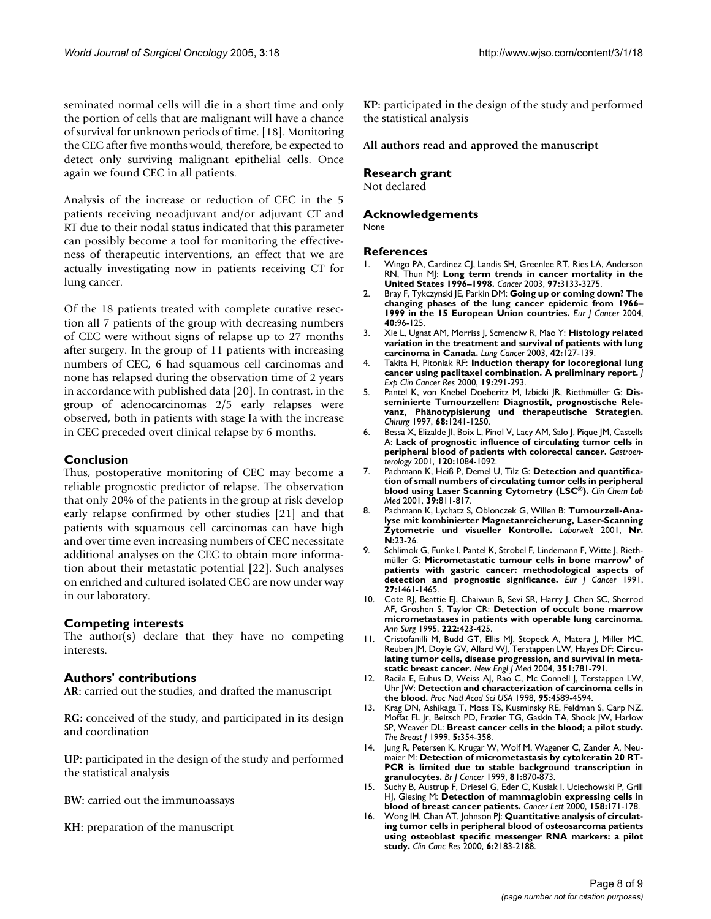seminated normal cells will die in a short time and only the portion of cells that are malignant will have a chance of survival for unknown periods of time. [18]. Monitoring the CEC after five months would, therefore, be expected to detect only surviving malignant epithelial cells. Once again we found CEC in all patients.

Analysis of the increase or reduction of CEC in the 5 patients receiving neoadjuvant and/or adjuvant CT and RT due to their nodal status indicated that this parameter can possibly become a tool for monitoring the effectiveness of therapeutic interventions, an effect that we are actually investigating now in patients receiving CT for lung cancer.

Of the 18 patients treated with complete curative resection all 7 patients of the group with decreasing numbers of CEC were without signs of relapse up to 27 months after surgery. In the group of 11 patients with increasing numbers of CEC, 6 had squamous cell carcinomas and none has relapsed during the observation time of 2 years in accordance with published data [20]. In contrast, in the group of adenocarcinomas 2/5 early relapses were observed, both in patients with stage Ia with the increase in CEC preceded overt clinical relapse by 6 months.

## Conclusion

Thus, postoperative monitoring of CEC may become a reliable prognostic predictor of relapse. The observation that only 20% of the patients in the group at risk develop early relapse confirmed by other studies [21] and that patients with squamous cell carcinomas can have high and over time even increasing numbers of CEC necessitate additional analyses on the CEC to obtain more information about their metastatic potential [22]. Such analyses on enriched and cultured isolated CEC are now under way in our laboratory.

## Competing interests

The author(s) declare that they have no competing interests.

## Authors' contributions

**AR:** carried out the studies, and drafted the manuscript

**RG:** conceived of the study, and participated in its design and coordination

**UP:** participated in the design of the study and performed the statistical analysis

**BW:** carried out the immunoassays

**KH:** preparation of the manuscript

**KP:** participated in the design of the study and performed the statistical analysis

**All authors read and approved the manuscript**

## Research grant

Not declared

## Acknowledgements

None

## References

1. Wingo PA, Cardinez CJ, Landis SH, Greenlee RT, Ries LA, Anderson RN, Thun MJ: **Long term trends in cancer mortality in the United States 1996–1998.** *Cancer* 2003, **97:**3133-3275.
2. Bray F, Tykczynski JE, Parkin DM: **Going up or coming down? The changing phases of the lung cancer epidemic from 1966–1999 in the 15 European Union countries.** *Eur J Cancer* 2004, **40:**96-125.
3. Xie L, Ugnat AM, Morriss J, Scmenciw R, Mao Y: **Histology related variation in the treatment and survival of patients with lung carcinoma in Canada.** *Lung Cancer* 2003, **42:**127-139.
4. Takita H, Pitoniak RF: **Induction therapy for locoregional lung cancer using paclitaxel combination. A preliminary report.** *J Exp Clin Cancer Res* 2000, **19:**291-293.
5. Pantel K, von Knebel Doeberitz M, Izbicki JR, Riethmüller G: **Disseminierte Tumourzellen: Diagnostik, prognostische Relevanz, Phänotypisierung und therapeutische Strategien.** *Chirurg* 1997, **68:**1241-1250.
6. Bessa X, Elizalde JI, Boix L, Pinol V, Lacy AM, Salo J, Pique JM, Castells A: **Lack of prognostic influence of circulating tumor cells in peripheral blood of patients with colorectal cancer.** *Gastroenterology* 2001, **120:**1084-1092.
7. Pachmann K, Heiß P, Demel U, Tilz G: **Detection and quantification of small numbers of circulating tumor cells in peripheral blood using Laser Scanning Cytometry (LSC®).** *Clin Chem Lab Med* 2001, **39:**811-817.
8. Pachmann K, Lychatz S, Oblonczek G, Willen B: **Tumourzell-Analyse mit kombinierter Magnetanreicherung, Laser-Scanning Zytometrie und visueller Kontrolle.** *Laborwelt* 2001, **Nr. N:**23-26.
9. Schlimok G, Funke I, Pantel K, Strobel F, Lindemann F, Witte J, Riethmüller G: **Micrometastatic tumour cells in bone marrow' of patients with gastric cancer: methodological aspects of detection and prognostic significance.** *Eur J Cancer* 1991, **27:**1461-1465.
10. Cote RJ, Beattie EJ, Chaiwun B, Sevi SR, Harry J, Chen SC, Sherrod AF, Groshen S, Taylor CR: **Detection of occult bone marrow micrometastases in patients with operable lung carcinoma.** *Ann Surg* 1995, **222:**423-425.
11. Cristofanilli M, Budd GT, Ellis MJ, Stopeck A, Matera J, Miller MC, Reuben JM, Doyle GV, Allard WJ, Terstappen LW, Hayes DF: **Circulating tumor cells, disease progression, and survival in metastatic breast cancer.** *New Engl J Med* 2004, **351:**781-791.
12. Racila E, Euhus D, Weiss AJ, Rao C, Mc Connell J, Terstappen LW, Uhr JW: **Detection and characterization of carcinoma cells in the blood.** *Proc Natl Acad Sci USA* 1998, **95:**4589-4594.
13. Krag DN, Ashikaga T, Moss TS, Kusminsky RE, Feldman S, Carp NZ, Moffat FL Jr, Beitsch PD, Frazier TG, Gaskin TA, Shook JW, Harlow SP, Weaver DL: **Breast cancer cells in the blood; a pilot study.** *The Breast J* 1999, **5:**354-358.
14. Jung R, Petersen K, Krugar W, Wolf M, Wagener C, Zander A, Neumaier M: **Detection of micrometastasis by cytokeratin 20 RT-PCR is limited due to stable background transcription in granulocytes.** *Br J Cancer* 1999, **81:**870-873.
15. Suchy B, Austrup F, Driesel G, Eder C, Kusiak I, Uciechowski P, Grill HJ, Giesing M: **Detection of mammaglobin expressing cells in blood of breast cancer patients.** *Cancer Lett* 2000, **158:**171-178.
16. Wong IH, Chan AT, Johnson PJ: **Quantitative analysis of circulating tumor cells in peripheral blood of osteosarcoma patients using osteoblast specific messenger RNA markers: a pilot study.** *Clin Canc Res* 2000, **6:**2183-2188.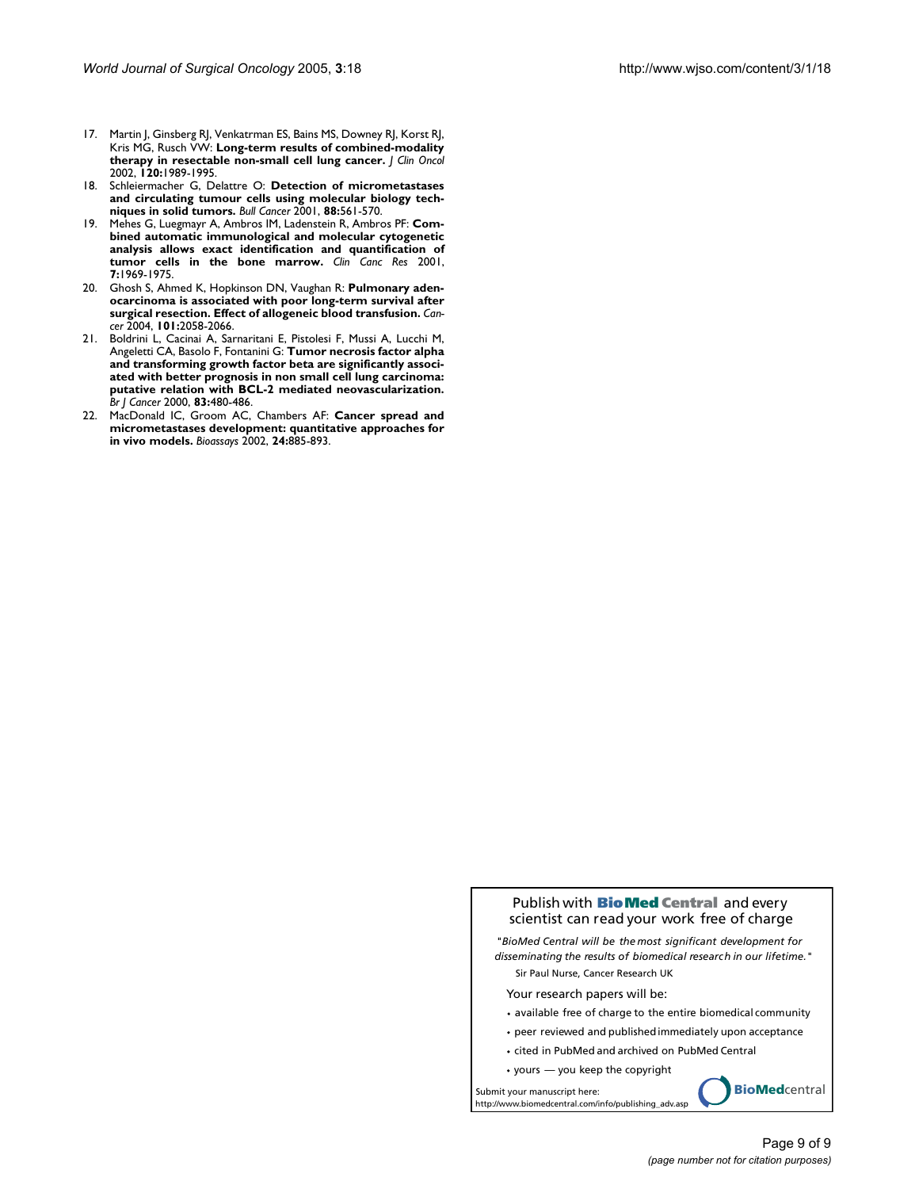17. Martin J, Ginsberg RJ, Venkatrman ES, Bains MS, Downey RJ, Korst RJ, Kris MG, Rusch VW: **Long-term results of combined-modality therapy in resectable non-small cell lung cancer.** *J Clin Oncol* 2002, **120:**1989-1995.
18. Schleiermacher G, Delattre O: **Detection of micrometastases and circulating tumour cells using molecular biology techniques in solid tumors.** *Bull Cancer* 2001, **88:**561-570.
19. Mehes G, Luegmayr A, Ambros IM, Ladenstein R, Ambros PF: **Combined automatic immunological and molecular cytogenetic analysis allows exact identification and quantification of tumor cells in the bone marrow.** *Clin Canc Res* 2001, **7:**1969-1975.
20. Ghosh S, Ahmed K, Hopkinson DN, Vaughan R: **Pulmonary adenocarcinoma is associated with poor long-term survival after surgical resection. Effect of allogeneic blood transfusion.** *Cancer* 2004, **101:**2058-2066.
21. Boldrini L, Cacinai A, Sarnaritani E, Pistolesi F, Mussi A, Lucchi M, Angeletti CA, Basolo F, Fontanini G: **Tumor necrosis factor alpha and transforming growth factor beta are significantly associated with better prognosis in non small cell lung carcinoma: putative relation with BCL-2 mediated neovascularization.** *Br J Cancer* 2000, **83:**480-486.
22. MacDonald IC, Groom AC, Chambers AF: **Cancer spread and micrometastases development: quantitative approaches for in vivo models.** *Bioassays* 2002, **24:**885-893.

Publish with **BioMed Central** and every scientist can read your work free of charge

*"BioMed Central will be the most significant development for disseminating the results of biomedical research in our lifetime."*

Sir Paul Nurse, Cancer Research UK

Your research papers will be:

- available free of charge to the entire biomedical community
- peer reviewed and published immediately upon acceptance
- cited in PubMed and archived on PubMed Central
- yours — you keep the copyright

Submit your manuscript here:
http://www.biomedcentral.com/info/publishing_adv.asp

**BioMed**central